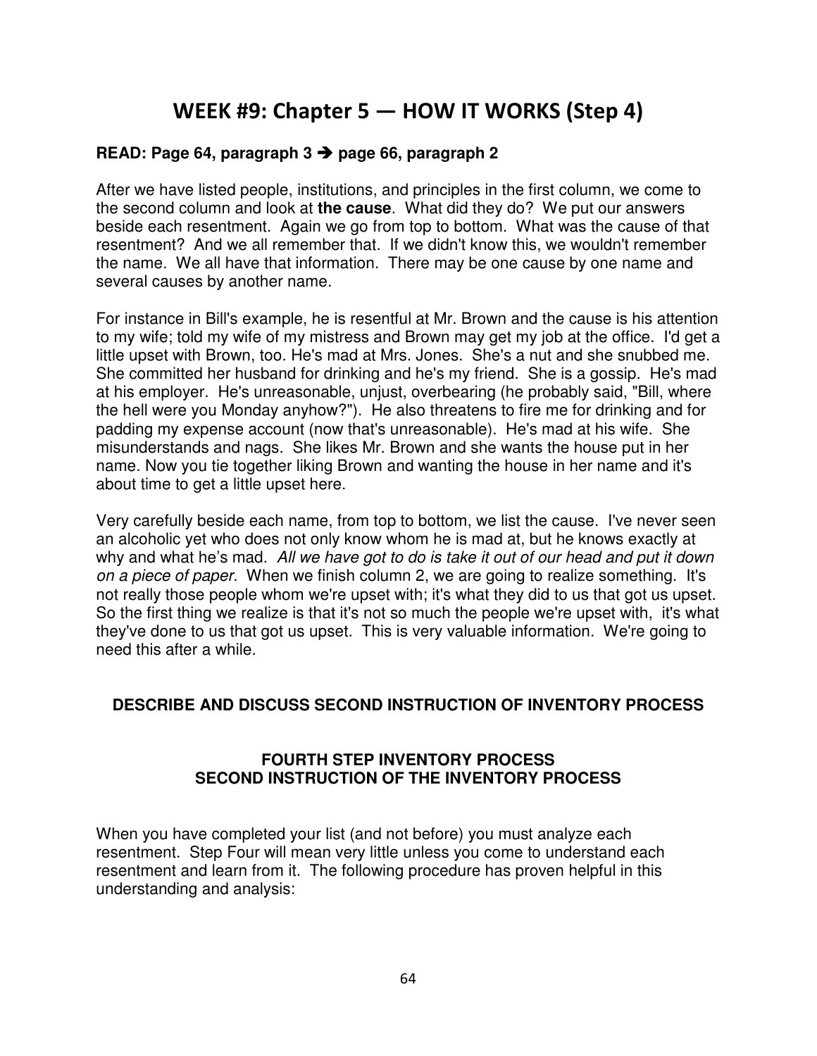# WEEK #9: Chapter 5 — HOW IT WORKS (Step 4)

**READ: Page 64, paragraph 3 ➔ page 66, paragraph 2**

After we have listed people, institutions, and principles in the first column, we come to the second column and look at **the cause**. What did they do? We put our answers beside each resentment. Again we go from top to bottom. What was the cause of that resentment? And we all remember that. If we didn't know this, we wouldn't remember the name. We all have that information. There may be one cause by one name and several causes by another name.

For instance in Bill's example, he is resentful at Mr. Brown and the cause is his attention to my wife; told my wife of my mistress and Brown may get my job at the office. I'd get a little upset with Brown, too. He's mad at Mrs. Jones. She's a nut and she snubbed me. She committed her husband for drinking and he's my friend. She is a gossip. He's mad at his employer. He's unreasonable, unjust, overbearing (he probably said, "Bill, where the hell were you Monday anyhow?"). He also threatens to fire me for drinking and for padding my expense account (now that's unreasonable). He's mad at his wife. She misunderstands and nags. She likes Mr. Brown and she wants the house put in her name. Now you tie together liking Brown and wanting the house in her name and it's about time to get a little upset here.

Very carefully beside each name, from top to bottom, we list the cause. I've never seen an alcoholic yet who does not only know whom he is mad at, but he knows exactly at why and what he's mad. *All we have got to do is take it out of our head and put it down on a piece of paper.* When we finish column 2, we are going to realize something. It's not really those people whom we're upset with; it's what they did to us that got us upset. So the first thing we realize is that it's not so much the people we're upset with, it's what they've done to us that got us upset. This is very valuable information. We're going to need this after a while.

**DESCRIBE AND DISCUSS SECOND INSTRUCTION OF INVENTORY PROCESS**

**FOURTH STEP INVENTORY PROCESS**
**SECOND INSTRUCTION OF THE INVENTORY PROCESS**

When you have completed your list (and not before) you must analyze each resentment. Step Four will mean very little unless you come to understand each resentment and learn from it. The following procedure has proven helpful in this understanding and analysis: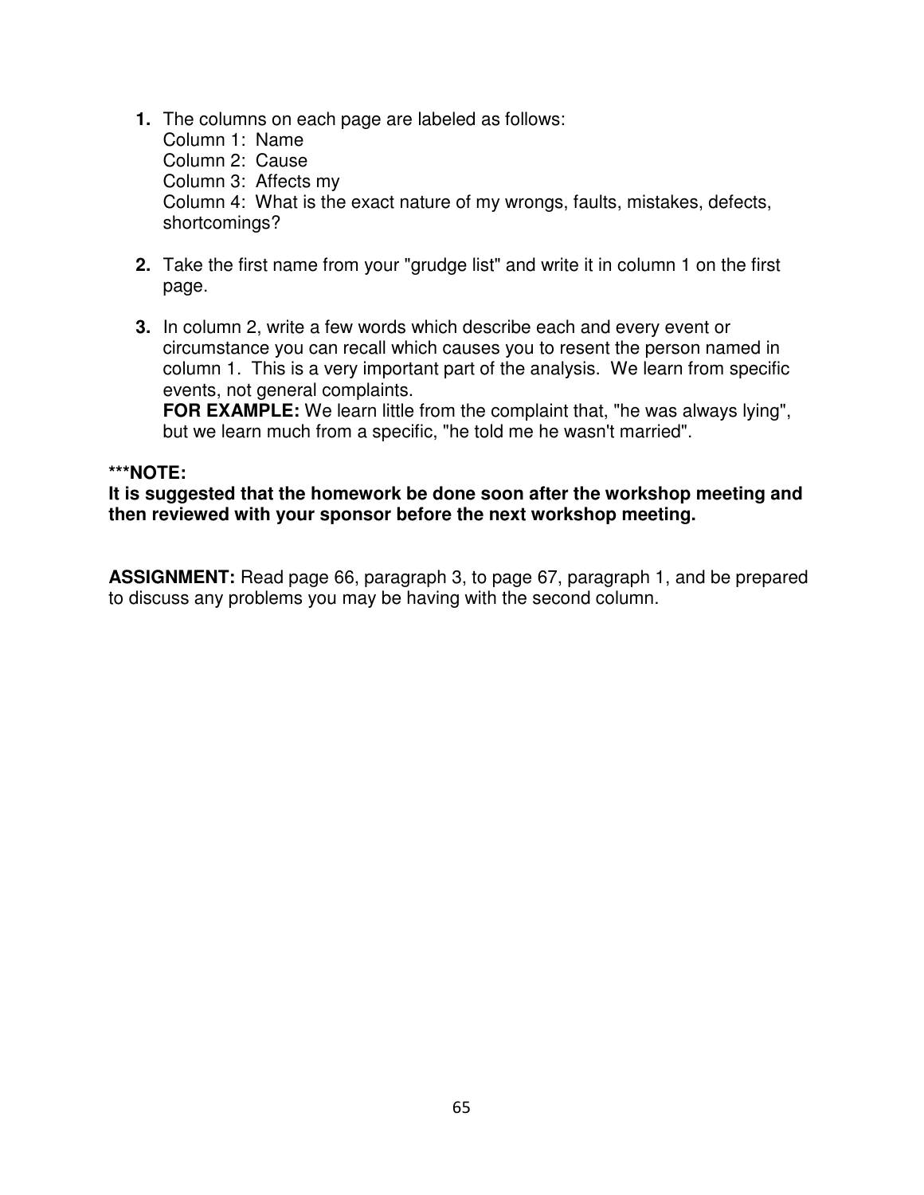1. The columns on each page are labeled as follows:
   Column 1: Name
   Column 2: Cause
   Column 3: Affects my
   Column 4: What is the exact nature of my wrongs, faults, mistakes, defects, shortcomings?

2. Take the first name from your "grudge list" and write it in column 1 on the first page.

3. In column 2, write a few words which describe each and every event or circumstance you can recall which causes you to resent the person named in column 1. This is a very important part of the analysis. We learn from specific events, not general complaints.
   **FOR EXAMPLE:** We learn little from the complaint that, "he was always lying", but we learn much from a specific, "he told me he wasn't married".

**\*\*\*NOTE:**
**It is suggested that the homework be done soon after the workshop meeting and then reviewed with your sponsor before the next workshop meeting.**

**ASSIGNMENT:** Read page 66, paragraph 3, to page 67, paragraph 1, and be prepared to discuss any problems you may be having with the second column.